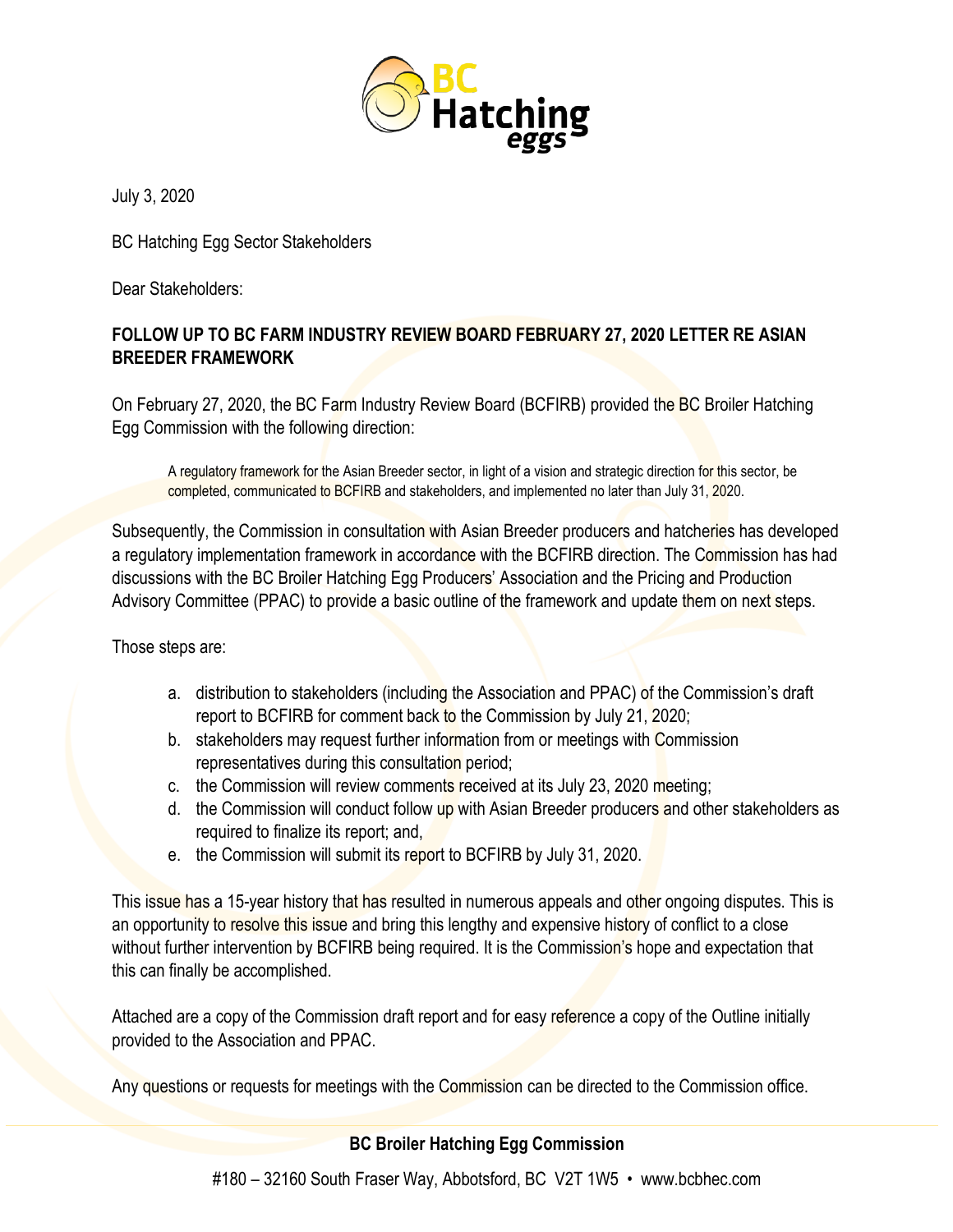July 3, 2020

BC Hatching Egg Sector Stakeholders

Dear Stakeholders:

**FOLLOW UP TO BC FARM INDUSTRY REVIEW BOARD FEBRUARY 27, 2020 LETTER RE ASIAN BREEDER FRAMEWORK**

On February 27, 2020, the BC Farm Industry Review Board (BCFIRB) provided the BC Broiler Hatching Egg Commission with the following direction:

> A regulatory framework for the Asian Breeder sector, in light of a vision and strategic direction for this sector, be completed, communicated to BCFIRB and stakeholders, and implemented no later than July 31, 2020.

Subsequently, the Commission in consultation with Asian Breeder producers and hatcheries has developed a regulatory implementation framework in accordance with the BCFIRB direction. The Commission has had discussions with the BC Broiler Hatching Egg Producers' Association and the Pricing and Production Advisory Committee (PPAC) to provide a basic outline of the framework and update them on next steps.

Those steps are:

a. distribution to stakeholders (including the Association and PPAC) of the Commission's draft report to BCFIRB for comment back to the Commission by July 21, 2020;
b. stakeholders may request further information from or meetings with Commission representatives during this consultation period;
c. the Commission will review comments received at its July 23, 2020 meeting;
d. the Commission will conduct follow up with Asian Breeder producers and other stakeholders as required to finalize its report; and,
e. the Commission will submit its report to BCFIRB by July 31, 2020.

This issue has a 15-year history that has resulted in numerous appeals and other ongoing disputes. This is an opportunity to resolve this issue and bring this lengthy and expensive history of conflict to a close without further intervention by BCFIRB being required. It is the Commission's hope and expectation that this can finally be accomplished.

Attached are a copy of the Commission draft report and for easy reference a copy of the Outline initially provided to the Association and PPAC.

Any questions or requests for meetings with the Commission can be directed to the Commission office.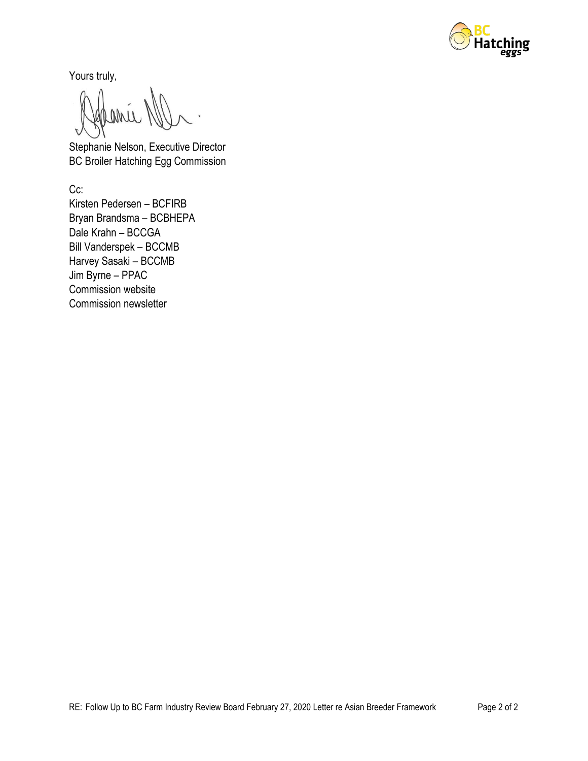Yours truly,

Stephanie Nelson, Executive Director
BC Broiler Hatching Egg Commission

Cc:
Kirsten Pedersen – BCFIRB
Bryan Brandsma – BCBHEPA
Dale Krahn – BCCGA
Bill Vanderspek – BCCMB
Harvey Sasaki – BCCMB
Jim Byrne – PPAC
Commission website
Commission newsletter